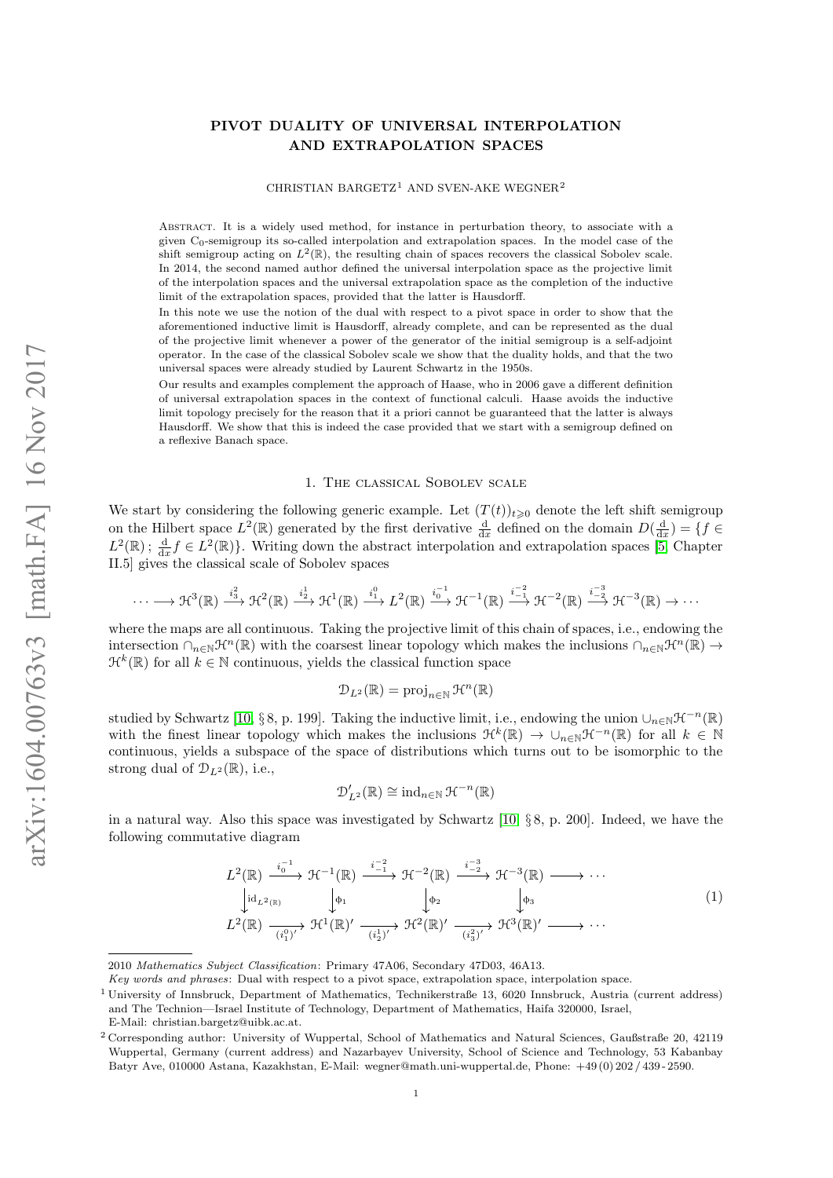# PIVOT DUALITY OF UNIVERSAL INTERPOLATION AND EXTRAPOLATION SPACES

CHRISTIAN BARGETZ[1] AND SVEN-AKE WEGNER[2]

Abstract. It is a widely used method, for instance in perturbation theory, to associate with a given C$_0$-semigroup its so-called interpolation and extrapolation spaces. In the model case of the shift semigroup acting on $L^2(\mathbb{R})$, the resulting chain of spaces recovers the classical Sobolev scale. In 2014, the second named author defined the universal interpolation space as the projective limit of the interpolation spaces and the universal extrapolation space as the completion of the inductive limit of the extrapolation spaces, provided that the latter is Hausdorff.

In this note we use the notion of the dual with respect to a pivot space in order to show that the aforementioned inductive limit is Hausdorff, already complete, and can be represented as the dual of the projective limit whenever a power of the generator of the initial semigroup is a self-adjoint operator. In the case of the classical Sobolev scale we show that the duality holds, and that the two universal spaces were already studied by Laurent Schwartz in the 1950s.

Our results and examples complement the approach of Haase, who in 2006 gave a different definition of universal extrapolation spaces in the context of functional calculi. Haase avoids the inductive limit topology precisely for the reason that it a priori cannot be guaranteed that the latter is always Hausdorff. We show that this is indeed the case provided that we start with a semigroup defined on a reflexive Banach space.

## 1. The classical Sobolev scale

We start by considering the following generic example. Let $(T(t))_{t\geqslant 0}$ denote the left shift semigroup on the Hilbert space $L^2(\mathbb{R})$ generated by the first derivative $\frac{\mathrm{d}}{\mathrm{d}x}$ defined on the domain $D(\frac{\mathrm{d}}{\mathrm{d}x}) = \{f \in L^2(\mathbb{R})\,;\, \frac{\mathrm{d}}{\mathrm{d}x}f \in L^2(\mathbb{R})\}$. Writing down the abstract interpolation and extrapolation spaces [5, Chapter II.5] gives the classical scale of Sobolev spaces

$$\cdots \longrightarrow \mathcal{H}^3(\mathbb{R}) \xrightarrow{i_3^2} \mathcal{H}^2(\mathbb{R}) \xrightarrow{i_2^1} \mathcal{H}^1(\mathbb{R}) \xrightarrow{i_1^0} L^2(\mathbb{R}) \xrightarrow{i_0^{-1}} \mathcal{H}^{-1}(\mathbb{R}) \xrightarrow{i_{-1}^{-2}} \mathcal{H}^{-2}(\mathbb{R}) \xrightarrow{i_{-2}^{-3}} \mathcal{H}^{-3}(\mathbb{R}) \to \cdots$$

where the maps are all continuous. Taking the projective limit of this chain of spaces, i.e., endowing the intersection $\cap_{n\in\mathbb{N}}\mathcal{H}^n(\mathbb{R})$ with the coarsest linear topology which makes the inclusions $\cap_{n\in\mathbb{N}}\mathcal{H}^n(\mathbb{R}) \to \mathcal{H}^k(\mathbb{R})$ for all $k \in \mathbb{N}$ continuous, yields the classical function space

$$\mathcal{D}_{L^2}(\mathbb{R}) = \operatorname{proj}_{n\in\mathbb{N}}\mathcal{H}^n(\mathbb{R})$$

studied by Schwartz [10, §8, p. 199]. Taking the inductive limit, i.e., endowing the union $\cup_{n\in\mathbb{N}}\mathcal{H}^{-n}(\mathbb{R})$ with the finest linear topology which makes the inclusions $\mathcal{H}^k(\mathbb{R}) \to \cup_{n\in\mathbb{N}}\mathcal{H}^{-n}(\mathbb{R})$ for all $k \in \mathbb{N}$ continuous, yields a subspace of the space of distributions which turns out to be isomorphic to the strong dual of $\mathcal{D}_{L^2}(\mathbb{R})$, i.e.,

$$\mathcal{D}'_{L^2}(\mathbb{R}) \cong \operatorname{ind}_{n\in\mathbb{N}}\mathcal{H}^{-n}(\mathbb{R})$$

in a natural way. Also this space was investigated by Schwartz [10, §8, p. 200]. Indeed, we have the following commutative diagram

$$\begin{array}{ccccccccc}
L^2(\mathbb{R}) & \xrightarrow{i_0^{-1}} & \mathcal{H}^{-1}(\mathbb{R}) & \xrightarrow{i_{-1}^{-2}} & \mathcal{H}^{-2}(\mathbb{R}) & \xrightarrow{i_{-2}^{-3}} & \mathcal{H}^{-3}(\mathbb{R}) & \longrightarrow & \cdots \\
\big\downarrow \mathrm{id}_{L^2(\mathbb{R})} & & \big\downarrow \phi_1 & & \big\downarrow \phi_2 & & \big\downarrow \phi_3 & & \\
L^2(\mathbb{R}) & \xrightarrow[(i_1^0)']{} & \mathcal{H}^1(\mathbb{R})' & \xrightarrow[(i_2^1)']{} & \mathcal{H}^2(\mathbb{R})' & \xrightarrow[(i_3^2)']{} & \mathcal{H}^3(\mathbb{R})' & \longrightarrow & \cdots
\end{array} \qquad (1)$$

---

2010 *Mathematics Subject Classification*: Primary 47A06, Secondary 47D03, 46A13.

*Key words and phrases*: Dual with respect to a pivot space, extrapolation space, interpolation space.

[1] University of Innsbruck, Department of Mathematics, Technikerstraße 13, 6020 Innsbruck, Austria (current address) and The Technion—Israel Institute of Technology, Department of Mathematics, Haifa 320000, Israel, E-Mail: christian.bargetz@uibk.ac.at.

[2] Corresponding author: University of Wuppertal, School of Mathematics and Natural Sciences, Gaußstraße 20, 42119 Wuppertal, Germany (current address) and Nazarbayev University, School of Science and Technology, 53 Kabanbay Batyr Ave, 010000 Astana, Kazakhstan, E-Mail: wegner@math.uni-wuppertal.de, Phone: +49 (0) 202 / 439 - 2590.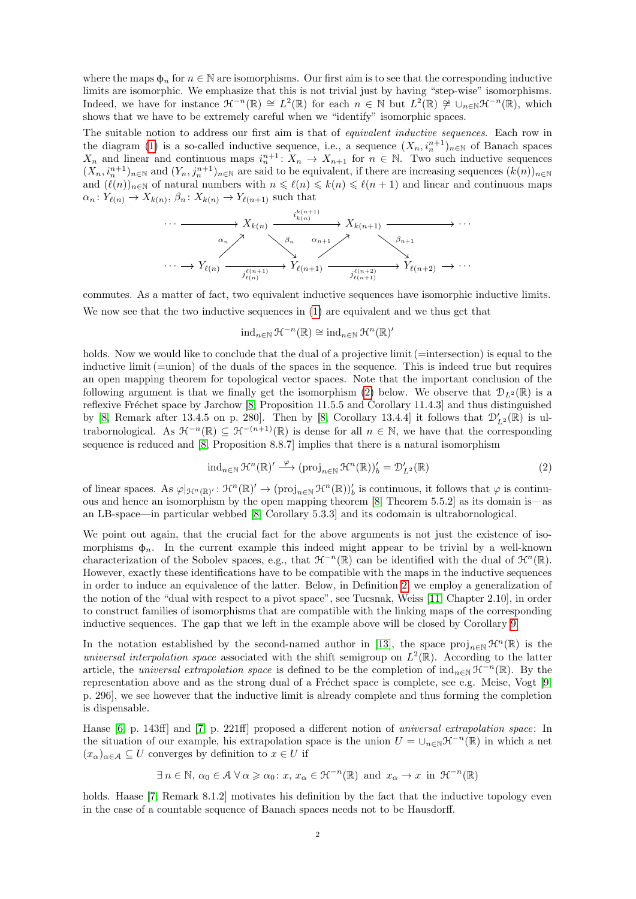where the maps $\phi_n$ for $n \in \mathbb{N}$ are isomorphisms. Our first aim is to see that the corresponding inductive limits are isomorphic. We emphasize that this is not trivial just by having "step-wise" isomorphisms. Indeed, we have for instance $\mathcal{H}^{-n}(\mathbb{R}) \cong L^2(\mathbb{R})$ for each $n \in \mathbb{N}$ but $L^2(\mathbb{R}) \not\cong \cup_{n\in\mathbb{N}}\mathcal{H}^{-n}(\mathbb{R})$, which shows that we have to be extremely careful when we "identify" isomorphic spaces.

The suitable notion to address our first aim is that of *equivalent inductive sequences*. Each row in the diagram (1) is a so-called inductive sequence, i.e., a sequence $(X_n, i_n^{n+1})_{n\in\mathbb{N}}$ of Banach spaces $X_n$ and linear and continuous maps $i_n^{n+1}\colon X_n \to X_{n+1}$ for $n \in \mathbb{N}$. Two such inductive sequences $(X_n, i_n^{n+1})_{n\in\mathbb{N}}$ and $(Y_n, j_n^{n+1})_{n\in\mathbb{N}}$ are said to be equivalent, if there are increasing sequences $(k(n))_{n\in\mathbb{N}}$ and $(\ell(n))_{n\in\mathbb{N}}$ of natural numbers with $n \leqslant \ell(n) \leqslant k(n) \leqslant \ell(n+1)$ and linear and continuous maps $\alpha_n\colon Y_{\ell(n)} \to X_{k(n)}$, $\beta_n\colon X_{k(n)} \to Y_{\ell(n+1)}$ such that

$$
\begin{array}{ccccccccc}
\cdots \longrightarrow & X_{k(n)} & \xrightarrow{\;i_{k(n)}^{k(n+1)}\;} & & X_{k(n+1)} & \longrightarrow \cdots & & \\
 \alpha_n \nearrow & & \searrow \beta_n & \alpha_{n+1} \nearrow & & \searrow \beta_{n+1} & & \\
\cdots \longrightarrow Y_{\ell(n)} & \xrightarrow{\;j_{\ell(n)}^{\ell(n+1)}\;} & & Y_{\ell(n+1)} & \xrightarrow{\;j_{\ell(n+1)}^{\ell(n+2)}\;} & & Y_{\ell(n+2)} & \longrightarrow \cdots
\end{array}
$$

commutes. As a matter of fact, two equivalent inductive sequences have isomorphic inductive limits.

We now see that the two inductive sequences in (1) are equivalent and we thus get that

$$
\operatorname{ind}_{n\in\mathbb{N}} \mathcal{H}^{-n}(\mathbb{R}) \cong \operatorname{ind}_{n\in\mathbb{N}} \mathcal{H}^{n}(\mathbb{R})'
$$

holds. Now we would like to conclude that the dual of a projective limit (=intersection) is equal to the inductive limit (=union) of the duals of the spaces in the sequence. This is indeed true but requires an open mapping theorem for topological vector spaces. Note that the important conclusion of the following argument is that we finally get the isomorphism (2) below. We observe that $\mathcal{D}_{L^2}(\mathbb{R})$ is a reflexive Fréchet space by Jarchow [8, Proposition 11.5.5 and Corollary 11.4.3] and thus distinguished by [8, Remark after 13.4.5 on p. 280]. Then by [8, Corollary 13.4.4] it follows that $\mathcal{D}'_{L^2}(\mathbb{R})$ is ultrabornological. As $\mathcal{H}^{-n}(\mathbb{R}) \subseteq \mathcal{H}^{-(n+1)}(\mathbb{R})$ is dense for all $n \in \mathbb{N}$, we have that the corresponding sequence is reduced and [8, Proposition 8.8.7] implies that there is a natural isomorphism

$$
\operatorname{ind}_{n\in\mathbb{N}} \mathcal{H}^{n}(\mathbb{R})' \xrightarrow{\;\varphi\;} (\operatorname{proj}_{n\in\mathbb{N}} \mathcal{H}^{n}(\mathbb{R}))'_b = \mathcal{D}'_{L^2}(\mathbb{R}) \tag{2}
$$

of linear spaces. As $\varphi|_{\mathcal{H}^n(\mathbb{R})'}\colon \mathcal{H}^n(\mathbb{R})' \to (\operatorname{proj}_{n\in\mathbb{N}} \mathcal{H}^n(\mathbb{R}))'_b$ is continuous, it follows that $\varphi$ is continuous and hence an isomorphism by the open mapping theorem [8, Theorem 5.5.2] as its domain is—as an LB-space—in particular webbed [8, Corollary 5.3.3] and its codomain is ultrabornological.

We point out again, that the crucial fact for the above arguments is not just the existence of isomorphisms $\phi_n$. In the current example this indeed might appear to be trivial by a well-known characterization of the Sobolev spaces, e.g., that $\mathcal{H}^{-n}(\mathbb{R})$ can be identified with the dual of $\mathcal{H}^n(\mathbb{R})$. However, exactly these identifications have to be compatible with the maps in the inductive sequences in order to induce an equivalence of the latter. Below, in Definition 2, we employ a generalization of the notion of the "dual with respect to a pivot space", see Tucsnak, Weiss [11, Chapter 2.10], in order to construct families of isomorphisms that are compatible with the linking maps of the corresponding inductive sequences. The gap that we left in the example above will be closed by Corollary 9.

In the notation established by the second-named author in [13], the space $\operatorname{proj}_{n\in\mathbb{N}} \mathcal{H}^n(\mathbb{R})$ is the *universal interpolation space* associated with the shift semigroup on $L^2(\mathbb{R})$. According to the latter article, the *universal extrapolation space* is defined to be the completion of $\operatorname{ind}_{n\in\mathbb{N}} \mathcal{H}^{-n}(\mathbb{R})$. By the representation above and as the strong dual of a Fréchet space is complete, see e.g. Meise, Vogt [9, p. 296], we see however that the inductive limit is already complete and thus forming the completion is dispensable.

Haase [6, p. 143ff] and [7, p. 221ff] proposed a different notion of *universal extrapolation space*: In the situation of our example, his extrapolation space is the union $U = \cup_{n\in\mathbb{N}}\mathcal{H}^{-n}(\mathbb{R})$ in which a net $(x_\alpha)_{\alpha\in\mathcal{A}} \subseteq U$ converges by definition to $x \in U$ if

$$
\exists\, n \in \mathbb{N},\ \alpha_0 \in \mathcal{A}\ \forall\, \alpha \geqslant \alpha_0\colon\ x,\ x_\alpha \in \mathcal{H}^{-n}(\mathbb{R}) \ \text{ and } \ x_\alpha \to x \ \text{ in } \ \mathcal{H}^{-n}(\mathbb{R})
$$

holds. Haase [7, Remark 8.1.2] motivates his definition by the fact that the inductive topology even in the case of a countable sequence of Banach spaces needs not to be Hausdorff.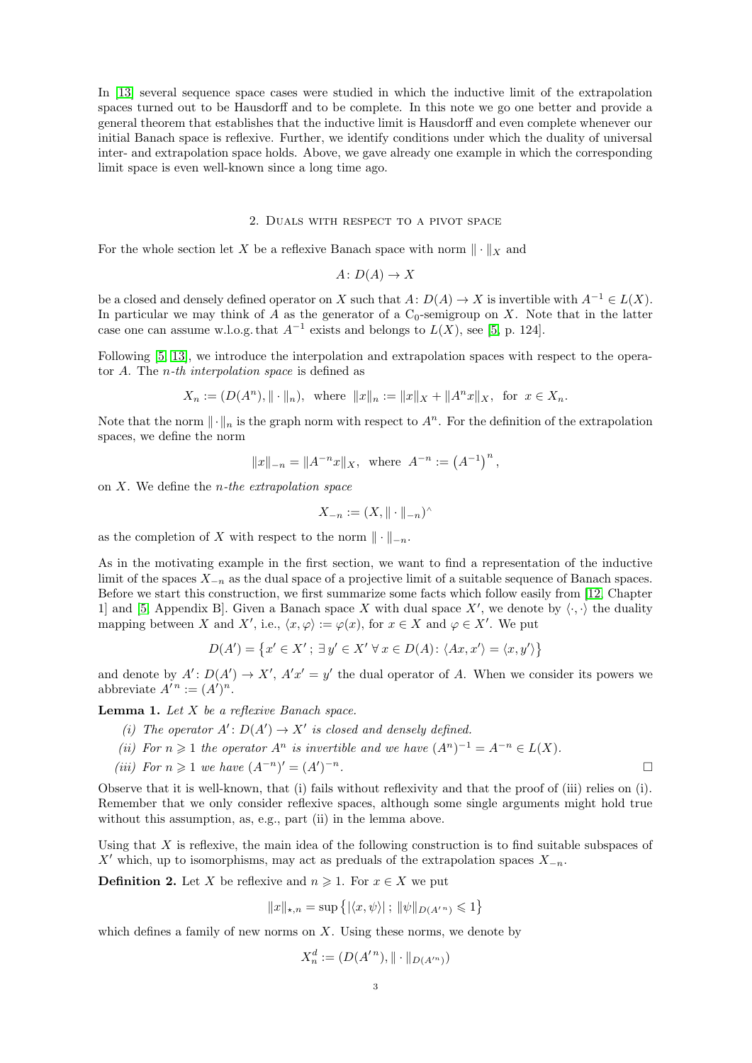In [13] several sequence space cases were studied in which the inductive limit of the extrapolation spaces turned out to be Hausdorff and to be complete. In this note we go one better and provide a general theorem that establishes that the inductive limit is Hausdorff and even complete whenever our initial Banach space is reflexive. Further, we identify conditions under which the duality of universal inter- and extrapolation space holds. Above, we gave already one example in which the corresponding limit space is even well-known since a long time ago.

## 2. Duals with respect to a pivot space

For the whole section let $X$ be a reflexive Banach space with norm $\|\cdot\|_X$ and

$$A\colon D(A)\to X$$

be a closed and densely defined operator on $X$ such that $A\colon D(A)\to X$ is invertible with $A^{-1}\in L(X)$. In particular we may think of $A$ as the generator of a $C_0$-semigroup on $X$. Note that in the latter case one can assume w.l.o.g. that $A^{-1}$ exists and belongs to $L(X)$, see [5, p. 124].

Following [5, 13], we introduce the interpolation and extrapolation spaces with respect to the operator $A$. The *n-th interpolation space* is defined as

$$X_n := (D(A^n),\|\cdot\|_n), \text{ where } \|x\|_n := \|x\|_X + \|A^n x\|_X, \text{ for } x\in X_n.$$

Note that the norm $\|\cdot\|_n$ is the graph norm with respect to $A^n$. For the definition of the extrapolation spaces, we define the norm

$$\|x\|_{-n} = \|A^{-n}x\|_X, \text{ where } A^{-n} := \left(A^{-1}\right)^n,$$

on $X$. We define the *n-the extrapolation space*

$$X_{-n} := (X,\|\cdot\|_{-n})^{\wedge}$$

as the completion of $X$ with respect to the norm $\|\cdot\|_{-n}$.

As in the motivating example in the first section, we want to find a representation of the inductive limit of the spaces $X_{-n}$ as the dual space of a projective limit of a suitable sequence of Banach spaces. Before we start this construction, we first summarize some facts which follow easily from [12, Chapter 1] and [5, Appendix B]. Given a Banach space $X$ with dual space $X'$, we denote by $\langle\cdot,\cdot\rangle$ the duality mapping between $X$ and $X'$, i.e., $\langle x,\varphi\rangle := \varphi(x)$, for $x\in X$ and $\varphi\in X'$. We put

$$D(A') = \left\{x'\in X'\,;\,\exists\, y'\in X'\ \forall\, x\in D(A)\colon \langle Ax,x'\rangle = \langle x,y'\rangle\right\}$$

and denote by $A'\colon D(A')\to X'$, $A'x'=y'$ the dual operator of $A$. When we consider its powers we abbreviate $A'^n := (A')^n$.

**Lemma 1.** *Let $X$ be a reflexive Banach space.*

*(i) The operator $A'\colon D(A')\to X'$ is closed and densely defined.*

*(ii) For $n\geqslant 1$ the operator $A^n$ is invertible and we have $(A^n)^{-1} = A^{-n}\in L(X)$.*

*(iii) For $n\geqslant 1$ we have $(A^{-n})' = (A')^{-n}$.* □

Observe that it is well-known, that (i) fails without reflexivity and that the proof of (iii) relies on (i). Remember that we only consider reflexive spaces, although some single arguments might hold true without this assumption, as, e.g., part (ii) in the lemma above.

Using that $X$ is reflexive, the main idea of the following construction is to find suitable subspaces of $X'$ which, up to isomorphisms, may act as preduals of the extrapolation spaces $X_{-n}$.

**Definition 2.** Let $X$ be reflexive and $n\geqslant 1$. For $x\in X$ we put

$$\|x\|_{\star,n} = \sup\left\{|\langle x,\psi\rangle|\,;\,\|\psi\|_{D(A'^n)}\leqslant 1\right\}$$

which defines a family of new norms on $X$. Using these norms, we denote by

$$X_n^d := (D(A'^n),\|\cdot\|_{D(A'^n)})$$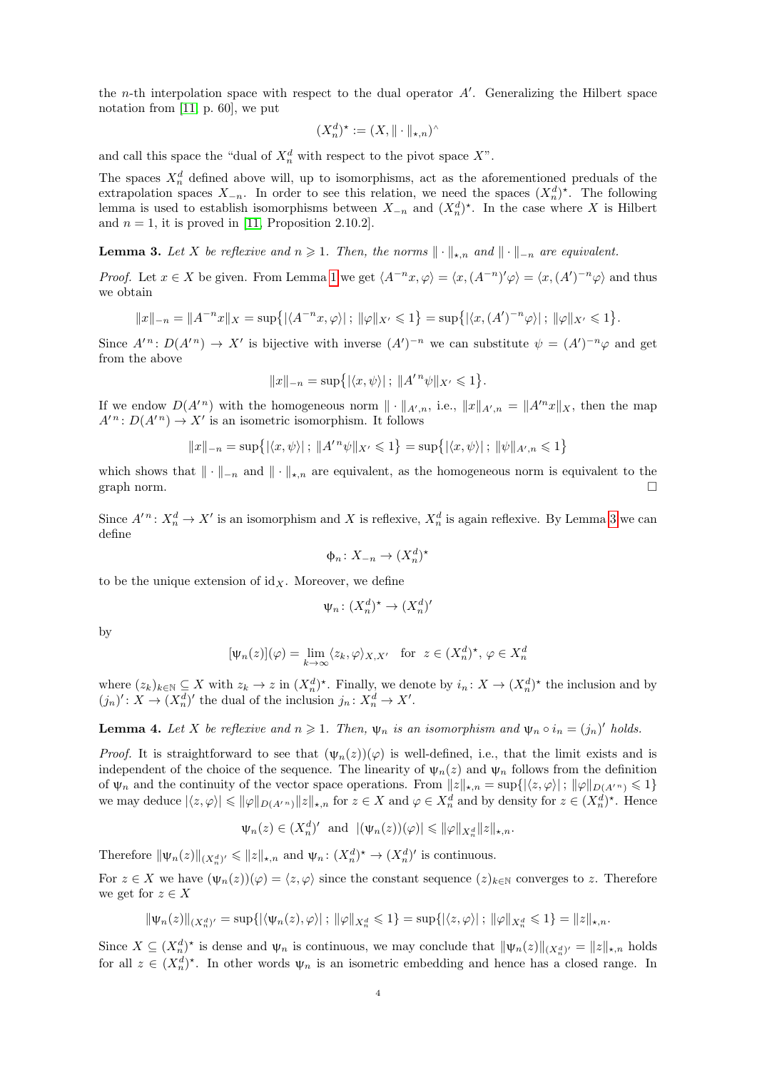the $n$-th interpolation space with respect to the dual operator $A'$. Generalizing the Hilbert space notation from [11, p. 60], we put

$$(X_n^d)^\star := (X, \|\cdot\|_{\star,n})^\wedge$$

and call this space the "dual of $X_n^d$ with respect to the pivot space $X$".

The spaces $X_n^d$ defined above will, up to isomorphisms, act as the aforementioned preduals of the extrapolation spaces $X_{-n}$. In order to see this relation, we need the spaces $(X_n^d)^\star$. The following lemma is used to establish isomorphisms between $X_{-n}$ and $(X_n^d)^\star$. In the case where $X$ is Hilbert and $n = 1$, it is proved in [11, Proposition 2.10.2].

**Lemma 3.** *Let $X$ be reflexive and $n \geqslant 1$. Then, the norms $\|\cdot\|_{\star,n}$ and $\|\cdot\|_{-n}$ are equivalent.*

*Proof.* Let $x \in X$ be given. From Lemma 1 we get $\langle A^{-n}x, \varphi\rangle = \langle x, (A^{-n})'\varphi\rangle = \langle x, (A')^{-n}\varphi\rangle$ and thus we obtain

$$\|x\|_{-n} = \|A^{-n}x\|_X = \sup\bigl\{|\langle A^{-n}x, \varphi\rangle|\,;\, \|\varphi\|_{X'} \leqslant 1\bigr\} = \sup\bigl\{|\langle x, (A')^{-n}\varphi\rangle|\,;\, \|\varphi\|_{X'} \leqslant 1\bigr\}.$$

Since $A'^n\colon D(A'^n) \to X'$ is bijective with inverse $(A')^{-n}$ we can substitute $\psi = (A')^{-n}\varphi$ and get from the above

$$\|x\|_{-n} = \sup\bigl\{|\langle x, \psi\rangle|\,;\, \|A'^n\psi\|_{X'} \leqslant 1\bigr\}.$$

If we endow $D(A'^n)$ with the homogeneous norm $\|\cdot\|_{A',n}$, i.e., $\|x\|_{A',n} = \|A'^n x\|_X$, then the map $A'^n\colon D(A'^n) \to X'$ is an isometric isomorphism. It follows

$$\|x\|_{-n} = \sup\bigl\{|\langle x, \psi\rangle|\,;\, \|A'^n\psi\|_{X'} \leqslant 1\bigr\} = \sup\bigl\{|\langle x, \psi\rangle|\,;\, \|\psi\|_{A',n} \leqslant 1\bigr\}$$

which shows that $\|\cdot\|_{-n}$ and $\|\cdot\|_{\star,n}$ are equivalent, as the homogeneous norm is equivalent to the graph norm. $\square$

Since $A'^n\colon X_n^d \to X'$ is an isomorphism and $X$ is reflexive, $X_n^d$ is again reflexive. By Lemma 3 we can define

$$\phi_n\colon X_{-n} \to (X_n^d)^\star$$

to be the unique extension of $\mathrm{id}_X$. Moreover, we define

$$\psi_n\colon (X_n^d)^\star \to (X_n^d)'$$

by

$$[\psi_n(z)](\varphi) = \lim_{k\to\infty}\langle z_k, \varphi\rangle_{X,X'} \quad \text{for } \; z \in (X_n^d)^\star,\, \varphi \in X_n^d$$

where $(z_k)_{k\in\mathbb{N}} \subseteq X$ with $z_k \to z$ in $(X_n^d)^\star$. Finally, we denote by $i_n\colon X \to (X_n^d)^\star$ the inclusion and by $(j_n)'\colon X \to (X_n^d)'$ the dual of the inclusion $j_n\colon X_n^d \to X'$.

**Lemma 4.** *Let $X$ be reflexive and $n \geqslant 1$. Then, $\psi_n$ is an isomorphism and $\psi_n \circ i_n = (j_n)'$ holds.*

*Proof.* It is straightforward to see that $(\psi_n(z))(\varphi)$ is well-defined, i.e., that the limit exists and is independent of the choice of the sequence. The linearity of $\psi_n(z)$ and $\psi_n$ follows from the definition of $\psi_n$ and the continuity of the vector space operations. From $\|z\|_{\star,n} = \sup\{|\langle z, \varphi\rangle|\,;\, \|\varphi\|_{D(A'^n)} \leqslant 1\}$ we may deduce $|\langle z, \varphi\rangle| \leqslant \|\varphi\|_{D(A'^n)}\|z\|_{\star,n}$ for $z \in X$ and $\varphi \in X_n^d$ and by density for $z \in (X_n^d)^\star$. Hence

$$\psi_n(z) \in (X_n^d)' \;\text{ and }\; |(\psi_n(z))(\varphi)| \leqslant \|\varphi\|_{X_n^d}\|z\|_{\star,n}.$$

Therefore $\|\psi_n(z)\|_{(X_n^d)'} \leqslant \|z\|_{\star,n}$ and $\psi_n\colon (X_n^d)^\star \to (X_n^d)'$ is continuous.

For $z \in X$ we have $(\psi_n(z))(\varphi) = \langle z, \varphi\rangle$ since the constant sequence $(z)_{k\in\mathbb{N}}$ converges to $z$. Therefore we get for $z \in X$

$$\|\psi_n(z)\|_{(X_n^d)'} = \sup\{|\langle\psi_n(z), \varphi\rangle|\,;\, \|\varphi\|_{X_n^d} \leqslant 1\} = \sup\{|\langle z, \varphi\rangle|\,;\, \|\varphi\|_{X_n^d} \leqslant 1\} = \|z\|_{\star,n}.$$

Since $X \subseteq (X_n^d)^\star$ is dense and $\psi_n$ is continuous, we may conclude that $\|\psi_n(z)\|_{(X_n^d)'} = \|z\|_{\star,n}$ holds for all $z \in (X_n^d)^\star$. In other words $\psi_n$ is an isometric embedding and hence has a closed range. In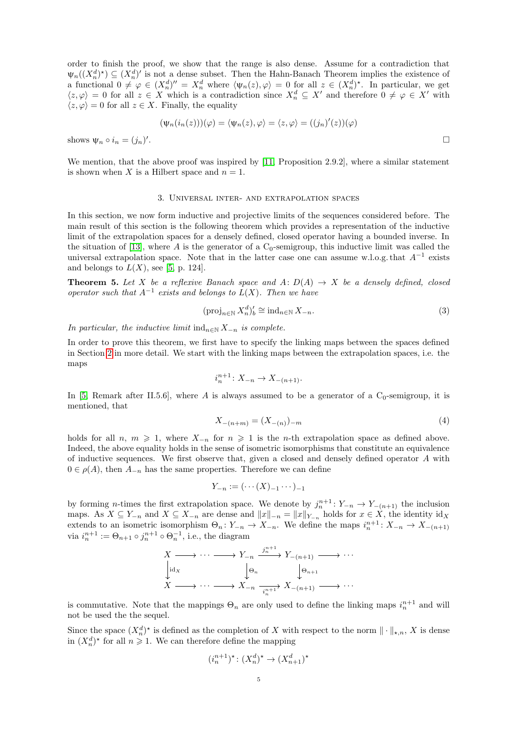order to finish the proof, we show that the range is also dense. Assume for a contradiction that $\Psi_n((X_n^d)^\star) \subseteq (X_n^d)'$ is not a dense subset. Then the Hahn-Banach Theorem implies the existence of a functional $0 \neq \varphi \in (X_n^d)'' = X_n^d$ where $\langle \Psi_n(z), \varphi\rangle = 0$ for all $z \in (X_n^d)^\star$. In particular, we get $\langle z, \varphi\rangle = 0$ for all $z \in X$ which is a contradiction since $X_n^d \subseteq X'$ and therefore $0 \neq \varphi \in X'$ with $\langle z, \varphi\rangle = 0$ for all $z \in X$. Finally, the equality

$$(\Psi_n(i_n(z)))(\varphi) = \langle \Psi_n(z), \varphi\rangle = \langle z, \varphi\rangle = ((j_n)'(z))(\varphi)$$

shows $\Psi_n \circ i_n = (j_n)'$. □

We mention, that the above proof was inspired by [11, Proposition 2.9.2], where a similar statement is shown when $X$ is a Hilbert space and $n = 1$.

## 3. Universal inter- and extrapolation spaces

In this section, we now form inductive and projective limits of the sequences considered before. The main result of this section is the following theorem which provides a representation of the inductive limit of the extrapolation spaces for a densely defined, closed operator having a bounded inverse. In the situation of [13], where $A$ is the generator of a $\mathrm{C}_0$-semigroup, this inductive limit was called the universal extrapolation space. Note that in the latter case one can assume w.l.o.g. that $A^{-1}$ exists and belongs to $L(X)$, see [5, p. 124].

**Theorem 5.** *Let $X$ be a reflexive Banach space and $A\colon D(A) \to X$ be a densely defined, closed operator such that $A^{-1}$ exists and belongs to $L(X)$. Then we have*

$$(\operatorname{proj}_{n\in\mathbb{N}} X_n^d)_b' \cong \operatorname{ind}_{n\in\mathbb{N}} X_{-n}. \tag{3}$$

*In particular, the inductive limit $\operatorname{ind}_{n\in\mathbb{N}} X_{-n}$ is complete.*

In order to prove this theorem, we first have to specify the linking maps between the spaces defined in Section 2 in more detail. We start with the linking maps between the extrapolation spaces, i.e. the maps

$$i_n^{n+1}\colon X_{-n} \to X_{-(n+1)}.$$

In [5, Remark after II.5.6], where $A$ is always assumed to be a generator of a $\mathrm{C}_0$-semigroup, it is mentioned, that

$$X_{-(n+m)} = (X_{-(n)})_{-m} \tag{4}$$

holds for all $n,\ m \geqslant 1$, where $X_{-n}$ for $n \geqslant 1$ is the $n$-th extrapolation space as defined above. Indeed, the above equality holds in the sense of isometric isomorphisms that constitute an equivalence of inductive sequences. We first observe that, given a closed and densely defined operator $A$ with $0 \in \rho(A)$, then $A_{-n}$ has the same properties. Therefore we can define

$$Y_{-n} := (\cdots(X)_{-1}\cdots)_{-1}$$

by forming $n$-times the first extrapolation space. We denote by $j_n^{n+1}\colon Y_{-n} \to Y_{-(n+1)}$ the inclusion maps. As $X \subseteq Y_{-n}$ and $X \subseteq X_{-n}$ are dense and $\|x\|_{-n} = \|x\|_{Y_{-n}}$ holds for $x \in X$, the identity $\mathrm{id}_X$ extends to an isometric isomorphism $\Theta_n\colon Y_{-n} \to X_{-n}$. We define the maps $i_n^{n+1}\colon X_{-n} \to X_{-(n+1)}$ via $i_n^{n+1} := \Theta_{n+1} \circ j_n^{n+1} \circ \Theta_n^{-1}$, i.e., the diagram

$$\begin{array}{ccccccccc}
X & \longrightarrow & \cdots & \longrightarrow & Y_{-n} & \xrightarrow{j_n^{n+1}} & Y_{-(n+1)} & \longrightarrow & \cdots \\
\big\downarrow{\scriptstyle \mathrm{id}_X} & & & & \big\downarrow{\scriptstyle \Theta_n} & & \big\downarrow{\scriptstyle \Theta_{n+1}} & & \\
X & \longrightarrow & \cdots & \longrightarrow & X_{-n} & \xrightarrow[i_n^{n+1}]{} & X_{-(n+1)} & \longrightarrow & \cdots
\end{array}$$

is commutative. Note that the mappings $\Theta_n$ are only used to define the linking maps $i_n^{n+1}$ and will not be used the the sequel.

Since the space $(X_n^d)^\star$ is defined as the completion of $X$ with respect to the norm $\|\cdot\|_{\star,n}$, $X$ is dense in $(X_n^d)^\star$ for all $n \geqslant 1$. We can therefore define the mapping

$$(i_n^{n+1})^\star\colon (X_n^d)^\star \to (X_{n+1}^d)^\star$$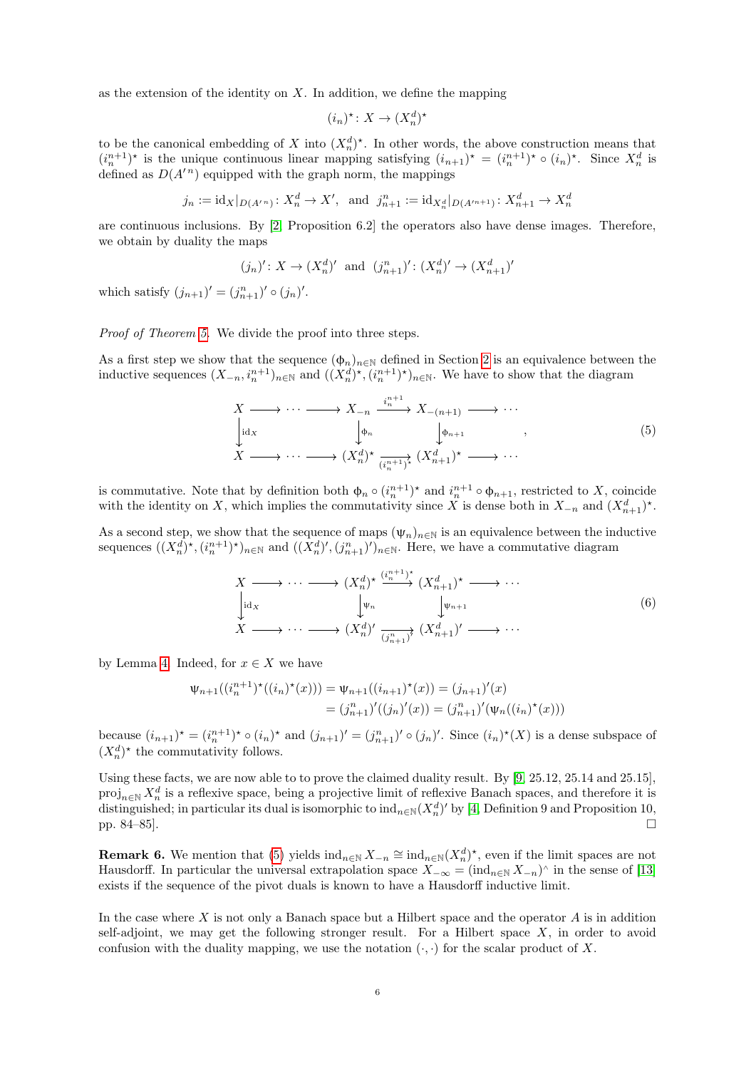as the extension of the identity on $X$. In addition, we define the mapping

$$(i_n)^\star \colon X \to (X_n^d)^\star$$

to be the canonical embedding of $X$ into $(X_n^d)^\star$. In other words, the above construction means that $(i_n^{n+1})^\star$ is the unique continuous linear mapping satisfying $(i_{n+1})^\star = (i_n^{n+1})^\star \circ (i_n)^\star$. Since $X_n^d$ is defined as $D(A'^n)$ equipped with the graph norm, the mappings

$$j_n := \mathrm{id}_X|_{D(A'^n)} \colon X_n^d \to X', \quad \text{and} \quad j_{n+1}^n := \mathrm{id}_{X_n^d}|_{D(A'^{n+1})} \colon X_{n+1}^d \to X_n^d$$

are continuous inclusions. By [2, Proposition 6.2] the operators also have dense images. Therefore, we obtain by duality the maps

$$(j_n)' \colon X \to (X_n^d)' \quad \text{and} \quad (j_{n+1}^n)' \colon (X_n^d)' \to (X_{n+1}^d)'$$

which satisfy $(j_{n+1})' = (j_{n+1}^n)' \circ (j_n)'$.

*Proof of Theorem 5.* We divide the proof into three steps.

As a first step we show that the sequence $(\phi_n)_{n\in\mathbb{N}}$ defined in Section 2 is an equivalence between the inductive sequences $(X_{-n}, i_n^{n+1})_{n\in\mathbb{N}}$ and $((X_n^d)^\star, (i_n^{n+1})^\star)_{n\in\mathbb{N}}$. We have to show that the diagram

$$\begin{array}{ccccccccc}
X & \longrightarrow & \cdots & \longrightarrow & X_{-n} & \xrightarrow{i_n^{n+1}} & X_{-(n+1)} & \longrightarrow & \cdots \\
\Big\downarrow{\scriptstyle \mathrm{id}_X} & & & & \Big\downarrow{\scriptstyle \phi_n} & & \Big\downarrow{\scriptstyle \phi_{n+1}} & & \\
X & \longrightarrow & \cdots & \longrightarrow & (X_n^d)^\star & \xrightarrow[(i_n^{n+1})^\star]{} & (X_{n+1}^d)^\star & \longrightarrow & \cdots
\end{array}, \tag{5}$$

is commutative. Note that by definition both $\phi_n \circ (i_n^{n+1})^\star$ and $i_n^{n+1} \circ \phi_{n+1}$, restricted to $X$, coincide with the identity on $X$, which implies the commutativity since $X$ is dense both in $X_{-n}$ and $(X_{n+1}^d)^\star$.

As a second step, we show that the sequence of maps $(\psi_n)_{n\in\mathbb{N}}$ is an equivalence between the inductive sequences $((X_n^d)^\star, (i_n^{n+1})^\star)_{n\in\mathbb{N}}$ and $((X_n^d)', (j_{n+1}^n)')_{n\in\mathbb{N}}$. Here, we have a commutative diagram

$$\begin{array}{ccccccccc}
X & \longrightarrow & \cdots & \longrightarrow & (X_n^d)^\star & \xrightarrow{(i_n^{n+1})^\star} & (X_{n+1}^d)^\star & \longrightarrow & \cdots \\
\Big\downarrow{\scriptstyle \mathrm{id}_X} & & & & \Big\downarrow{\scriptstyle \psi_n} & & \Big\downarrow{\scriptstyle \psi_{n+1}} & & \\
X & \longrightarrow & \cdots & \longrightarrow & (X_n^d)' & \xrightarrow[(j_{n+1}^n)']{} & (X_{n+1}^d)' & \longrightarrow & \cdots
\end{array} \tag{6}$$

by Lemma 4. Indeed, for $x \in X$ we have

$$\begin{aligned}
\psi_{n+1}((i_n^{n+1})^\star((i_n)^\star(x))) &= \psi_{n+1}((i_{n+1})^\star(x)) = (j_{n+1})'(x) \\
&= (j_{n+1}^n)'((j_n)'(x)) = (j_{n+1}^n)'(\psi_n((i_n)^\star(x)))
\end{aligned}$$

because $(i_{n+1})^\star = (i_n^{n+1})^\star \circ (i_n)^\star$ and $(j_{n+1})' = (j_{n+1}^n)' \circ (j_n)'$. Since $(i_n)^\star(X)$ is a dense subspace of $(X_n^d)^\star$ the commutativity follows.

Using these facts, we are now able to to prove the claimed duality result. By [9, 25.12, 25.14 and 25.15], $\mathrm{proj}_{n\in\mathbb{N}} X_n^d$ is a reflexive space, being a projective limit of reflexive Banach spaces, and therefore it is distinguished; in particular its dual is isomorphic to $\mathrm{ind}_{n\in\mathbb{N}}(X_n^d)'$ by [4, Definition 9 and Proposition 10, pp. 84–85]. $\square$

**Remark 6.** We mention that (5) yields $\mathrm{ind}_{n\in\mathbb{N}} X_{-n} \cong \mathrm{ind}_{n\in\mathbb{N}}(X_n^d)^\star$, even if the limit spaces are not Hausdorff. In particular the universal extrapolation space $X_{-\infty} = (\mathrm{ind}_{n\in\mathbb{N}} X_{-n})^\wedge$ in the sense of [13] exists if the sequence of the pivot duals is known to have a Hausdorff inductive limit.

In the case where $X$ is not only a Banach space but a Hilbert space and the operator $A$ is in addition self-adjoint, we may get the following stronger result. For a Hilbert space $X$, in order to avoid confusion with the duality mapping, we use the notation $(\cdot,\cdot)$ for the scalar product of $X$.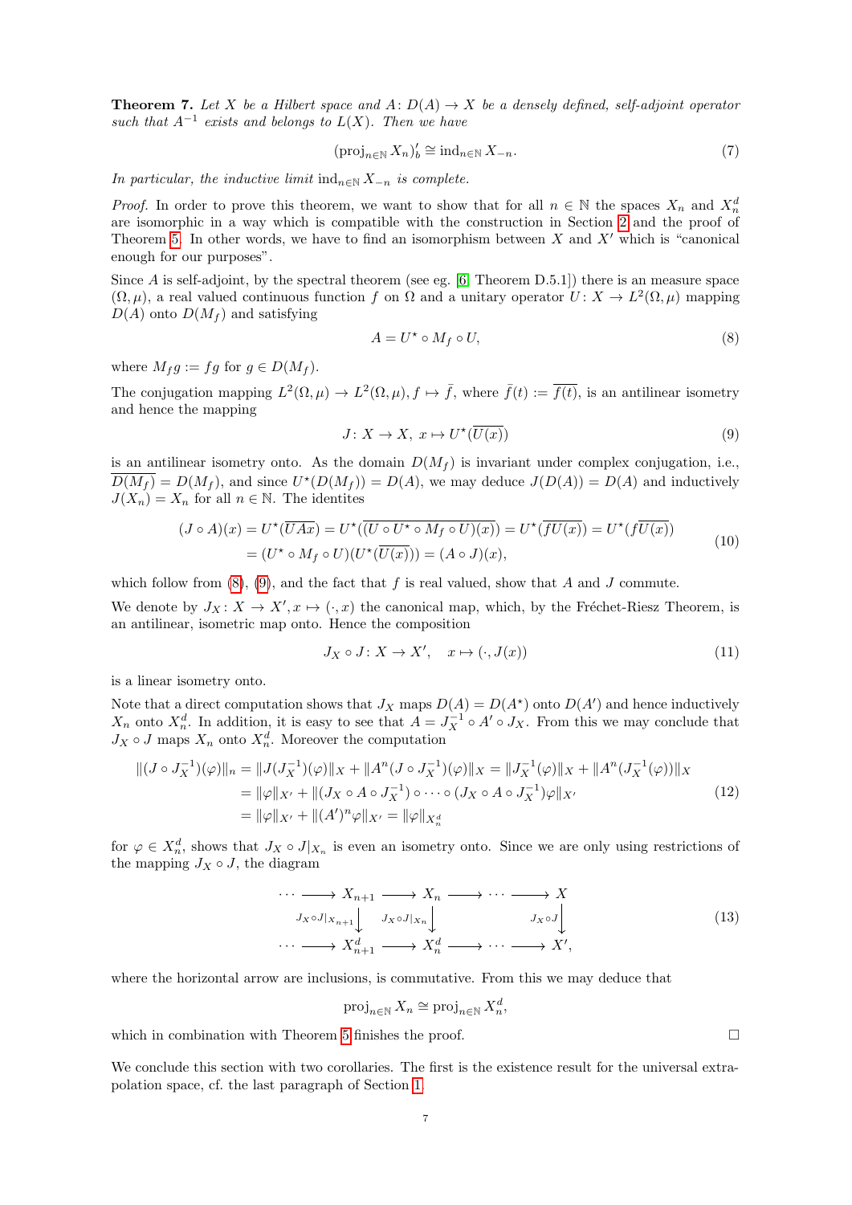**Theorem 7.** *Let $X$ be a Hilbert space and $A\colon D(A) \to X$ be a densely defined, self-adjoint operator such that $A^{-1}$ exists and belongs to $L(X)$. Then we have*

$$(\operatorname{proj}_{n\in\mathbb{N}} X_n)'_b \cong \operatorname{ind}_{n\in\mathbb{N}} X_{-n}. \tag{7}$$

*In particular, the inductive limit $\operatorname{ind}_{n\in\mathbb{N}} X_{-n}$ is complete.*

*Proof.* In order to prove this theorem, we want to show that for all $n \in \mathbb{N}$ the spaces $X_n$ and $X_n^d$ are isomorphic in a way which is compatible with the construction in Section 2 and the proof of Theorem 5. In other words, we have to find an isomorphism between $X$ and $X'$ which is "canonical enough for our purposes".

Since $A$ is self-adjoint, by the spectral theorem (see eg. [6, Theorem D.5.1]) there is an measure space $(\Omega, \mu)$, a real valued continuous function $f$ on $\Omega$ and a unitary operator $U\colon X \to L^2(\Omega,\mu)$ mapping $D(A)$ onto $D(M_f)$ and satisfying

$$A = U^\star \circ M_f \circ U, \tag{8}$$

where $M_f g := fg$ for $g \in D(M_f)$.

The conjugation mapping $L^2(\Omega,\mu) \to L^2(\Omega,\mu), f \mapsto \bar{f}$, where $\bar{f}(t) := \overline{f(t)}$, is an antilinear isometry and hence the mapping

$$J\colon X \to X,\ x \mapsto U^\star(\overline{U(x)}) \tag{9}$$

is an antilinear isometry onto. As the domain $D(M_f)$ is invariant under complex conjugation, i.e., $\overline{D(M_f)} = D(M_f)$, and since $U^\star(D(M_f)) = D(A)$, we may deduce $J(D(A)) = D(A)$ and inductively $J(X_n) = X_n$ for all $n \in \mathbb{N}$. The identites

$$\begin{aligned}(J\circ A)(x) &= U^\star(\overline{UAx}) = U^\star(\overline{(U \circ U^\star \circ M_f \circ U)(x)}) = U^\star(\overline{fU(x)}) = U^\star(f\overline{U(x)})\\ &= (U^\star \circ M_f \circ U)(U^\star(\overline{U(x)})) = (A \circ J)(x),\end{aligned} \tag{10}$$

which follow from (8), (9), and the fact that $f$ is real valued, show that $A$ and $J$ commute.

We denote by $J_X\colon X \to X', x \mapsto (\cdot, x)$ the canonical map, which, by the Fréchet-Riesz Theorem, is an antilinear, isometric map onto. Hence the composition

$$J_X \circ J\colon X \to X', \quad x \mapsto (\cdot, J(x)) \tag{11}$$

is a linear isometry onto.

Note that a direct computation shows that $J_X$ maps $D(A) = D(A^\star)$ onto $D(A')$ and hence inductively $X_n$ onto $X_n^d$. In addition, it is easy to see that $A = J_X^{-1} \circ A' \circ J_X$. From this we may conclude that $J_X \circ J$ maps $X_n$ onto $X_n^d$. Moreover the computation

$$\begin{aligned}\|(J\circ J_X^{-1})(\varphi)\|_n &= \|J(J_X^{-1})(\varphi)\|_X + \|A^n(J\circ J_X^{-1})(\varphi)\|_X = \|J_X^{-1}(\varphi)\|_X + \|A^n(J_X^{-1}(\varphi))\|_X\\ &= \|\varphi\|_{X'} + \|(J_X \circ A \circ J_X^{-1}) \circ \cdots \circ (J_X \circ A \circ J_X^{-1})\varphi\|_{X'}\\ &= \|\varphi\|_{X'} + \|(A')^n \varphi\|_{X'} = \|\varphi\|_{X_n^d}\end{aligned} \tag{12}$$

for $\varphi \in X_n^d$, shows that $J_X \circ J|_{X_n}$ is even an isometry onto. Since we are only using restrictions of the mapping $J_X \circ J$, the diagram

$$\begin{array}{ccccccccc} \cdots & \longrightarrow & X_{n+1} & \longrightarrow & X_n & \longrightarrow & \cdots & \longrightarrow & X \\ & & \downarrow{\scriptstyle J_X\circ J|_{X_{n+1}}} & & \downarrow{\scriptstyle J_X\circ J|_{X_n}} & & & & \downarrow{\scriptstyle J_X\circ J} \\ \cdots & \longrightarrow & X_{n+1}^d & \longrightarrow & X_n^d & \longrightarrow & \cdots & \longrightarrow & X', \end{array} \tag{13}$$

where the horizontal arrow are inclusions, is commutative. From this we may deduce that

$$\operatorname{proj}_{n\in\mathbb{N}} X_n \cong \operatorname{proj}_{n\in\mathbb{N}} X_n^d,$$

which in combination with Theorem 5 finishes the proof. □

We conclude this section with two corollaries. The first is the existence result for the universal extrapolation space, cf. the last paragraph of Section 1.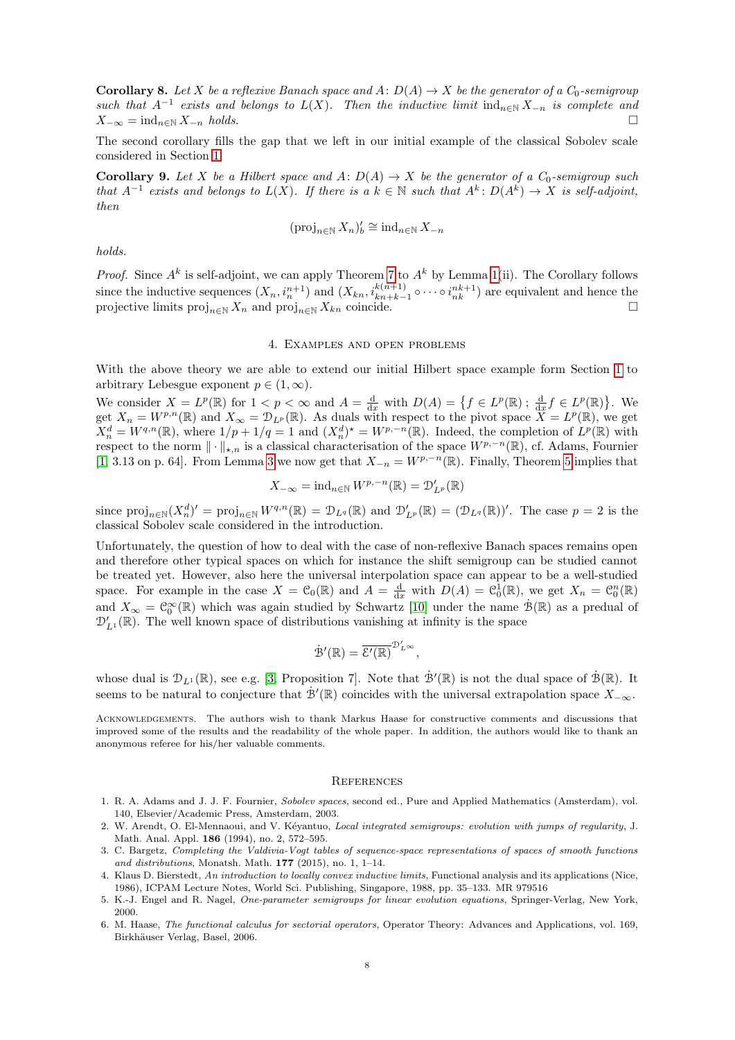**Corollary 8.** *Let $X$ be a reflexive Banach space and $A\colon D(A) \to X$ be the generator of a $C_0$-semigroup such that $A^{-1}$ exists and belongs to $L(X)$. Then the inductive limit $\operatorname{ind}_{n\in\mathbb{N}} X_{-n}$ is complete and $X_{-\infty} = \operatorname{ind}_{n\in\mathbb{N}} X_{-n}$ holds.* □

The second corollary fills the gap that we left in our initial example of the classical Sobolev scale considered in Section 1.

**Corollary 9.** *Let $X$ be a Hilbert space and $A\colon D(A) \to X$ be the generator of a $C_0$-semigroup such that $A^{-1}$ exists and belongs to $L(X)$. If there is a $k \in \mathbb{N}$ such that $A^k\colon D(A^k) \to X$ is self-adjoint, then*

$$(\operatorname{proj}_{n\in\mathbb{N}} X_n)'_b \cong \operatorname{ind}_{n\in\mathbb{N}} X_{-n}$$

*holds.*

*Proof.* Since $A^k$ is self-adjoint, we can apply Theorem 7 to $A^k$ by Lemma 1(ii). The Corollary follows since the inductive sequences $(X_n, i_n^{n+1})$ and $(X_{kn}, i_{kn+k-1}^{k(n+1)} \circ \cdots \circ i_{nk}^{nk+1})$ are equivalent and hence the projective limits $\operatorname{proj}_{n\in\mathbb{N}} X_n$ and $\operatorname{proj}_{n\in\mathbb{N}} X_{kn}$ coincide. □

## 4. Examples and open problems

With the above theory we are able to extend our initial Hilbert space example form Section 1 to arbitrary Lebesgue exponent $p \in (1, \infty)$.

We consider $X = L^p(\mathbb{R})$ for $1 < p < \infty$ and $A = \frac{\mathrm{d}}{\mathrm{d}x}$ with $D(A) = \{f \in L^p(\mathbb{R})\,;\, \frac{\mathrm{d}}{\mathrm{d}x} f \in L^p(\mathbb{R})\}$. We get $X_n = W^{p,n}(\mathbb{R})$ and $X_\infty = \mathcal{D}_{L^p}(\mathbb{R})$. As duals with respect to the pivot space $X = L^p(\mathbb{R})$, we get $X_n^d = W^{q,n}(\mathbb{R})$, where $1/p + 1/q = 1$ and $(X_n^d)^\star = W^{p,-n}(\mathbb{R})$. Indeed, the completion of $L^p(\mathbb{R})$ with respect to the norm $\|\cdot\|_{\star,n}$ is a classical characterisation of the space $W^{p,-n}(\mathbb{R})$, cf. Adams, Fournier [1, 3.13 on p. 64]. From Lemma 3 we now get that $X_{-n} = W^{p,-n}(\mathbb{R})$. Finally, Theorem 5 implies that

$$X_{-\infty} = \operatorname{ind}_{n\in\mathbb{N}} W^{p,-n}(\mathbb{R}) = \mathcal{D}'_{L^p}(\mathbb{R})$$

since $\operatorname{proj}_{n\in\mathbb{N}}(X_n^d)' = \operatorname{proj}_{n\in\mathbb{N}} W^{q,n}(\mathbb{R}) = \mathcal{D}_{L^q}(\mathbb{R})$ and $\mathcal{D}'_{L^p}(\mathbb{R}) = (\mathcal{D}_{L^q}(\mathbb{R}))'$. The case $p = 2$ is the classical Sobolev scale considered in the introduction.

Unfortunately, the question of how to deal with the case of non-reflexive Banach spaces remains open and therefore other typical spaces on which for instance the shift semigroup can be studied cannot be treated yet. However, also here the universal interpolation space can appear to be a well-studied space. For example in the case $X = \mathcal{C}_0(\mathbb{R})$ and $A = \frac{\mathrm{d}}{\mathrm{d}x}$ with $D(A) = \mathcal{C}_0^1(\mathbb{R})$, we get $X_n = \mathcal{C}_0^n(\mathbb{R})$ and $X_\infty = \mathcal{C}_0^\infty(\mathbb{R})$ which was again studied by Schwartz [10] under the name $\dot{\mathcal{B}}(\mathbb{R})$ as a predual of $\mathcal{D}'_{L^1}(\mathbb{R})$. The well known space of distributions vanishing at infinity is the space

$$\dot{\mathcal{B}}'(\mathbb{R}) = \overline{\mathcal{E}'(\mathbb{R})}^{\mathcal{D}'_{L^\infty}},$$

whose dual is $\mathcal{D}_{L^1}(\mathbb{R})$, see e.g. [3, Proposition 7]. Note that $\dot{\mathcal{B}}'(\mathbb{R})$ is not the dual space of $\dot{\mathcal{B}}(\mathbb{R})$. It seems to be natural to conjecture that $\dot{\mathcal{B}}'(\mathbb{R})$ coincides with the universal extrapolation space $X_{-\infty}$.

Acknowledgements. The authors wish to thank Markus Haase for constructive comments and discussions that improved some of the results and the readability of the whole paper. In addition, the authors would like to thank an anonymous referee for his/her valuable comments.

## References

1. R. A. Adams and J. J. F. Fournier, *Sobolev spaces*, second ed., Pure and Applied Mathematics (Amsterdam), vol. 140, Elsevier/Academic Press, Amsterdam, 2003.
2. W. Arendt, O. El-Mennaoui, and V. Kéyantuo, *Local integrated semigroups: evolution with jumps of regularity*, J. Math. Anal. Appl. **186** (1994), no. 2, 572–595.
3. C. Bargetz, *Completing the Valdivia-Vogt tables of sequence-space representations of spaces of smooth functions and distributions*, Monatsh. Math. **177** (2015), no. 1, 1–14.
4. Klaus D. Bierstedt, *An introduction to locally convex inductive limits*, Functional analysis and its applications (Nice, 1986), ICPAM Lecture Notes, World Sci. Publishing, Singapore, 1988, pp. 35–133. MR 979516
5. K.-J. Engel and R. Nagel, *One-parameter semigroups for linear evolution equations*, Springer-Verlag, New York, 2000.
6. M. Haase, *The functional calculus for sectorial operators*, Operator Theory: Advances and Applications, vol. 169, Birkhäuser Verlag, Basel, 2006.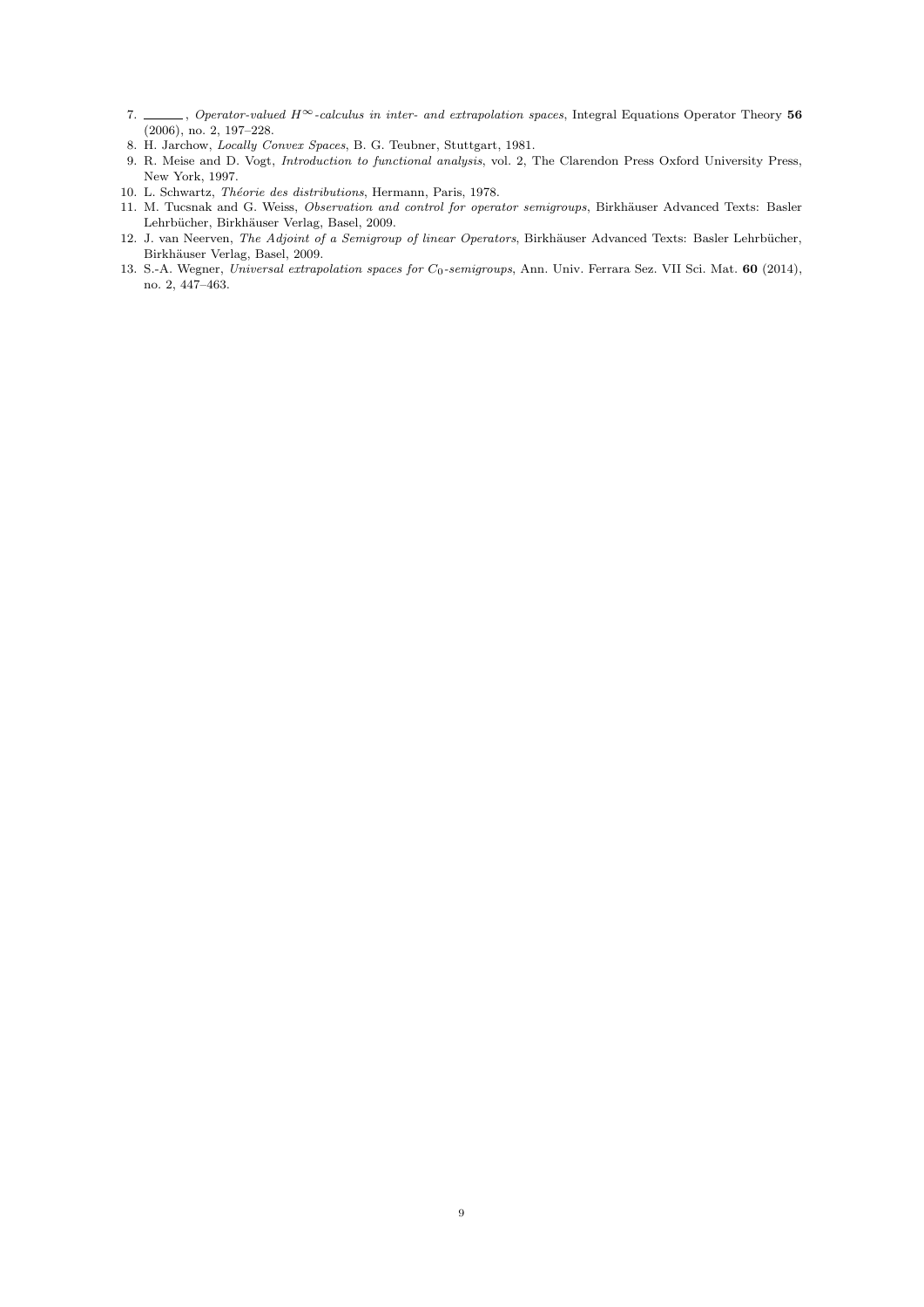7. ______, *Operator-valued $H^\infty$-calculus in inter- and extrapolation spaces*, Integral Equations Operator Theory **56** (2006), no. 2, 197–228.
8. H. Jarchow, *Locally Convex Spaces*, B. G. Teubner, Stuttgart, 1981.
9. R. Meise and D. Vogt, *Introduction to functional analysis*, vol. 2, The Clarendon Press Oxford University Press, New York, 1997.
10. L. Schwartz, *Théorie des distributions*, Hermann, Paris, 1978.
11. M. Tucsnak and G. Weiss, *Observation and control for operator semigroups*, Birkhäuser Advanced Texts: Basler Lehrbücher, Birkhäuser Verlag, Basel, 2009.
12. J. van Neerven, *The Adjoint of a Semigroup of linear Operators*, Birkhäuser Advanced Texts: Basler Lehrbücher, Birkhäuser Verlag, Basel, 2009.
13. S.-A. Wegner, *Universal extrapolation spaces for $C_0$-semigroups*, Ann. Univ. Ferrara Sez. VII Sci. Mat. **60** (2014), no. 2, 447–463.